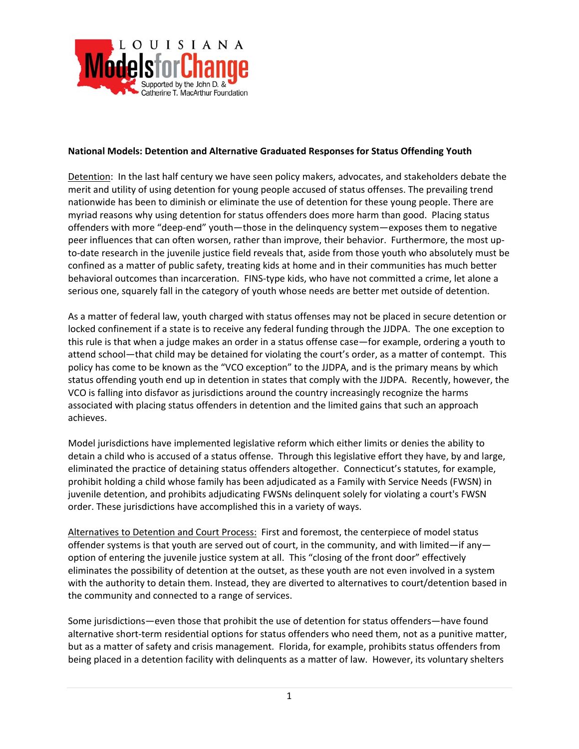**National Models: Detention and Alternative Graduated Responses for Status Offending Youth**

Detention: In the last half century we have seen policy makers, advocates, and stakeholders debate the merit and utility of using detention for young people accused of status offenses. The prevailing trend nationwide has been to diminish or eliminate the use of detention for these young people. There are myriad reasons why using detention for status offenders does more harm than good. Placing status offenders with more "deep-end" youth—those in the delinquency system—exposes them to negative peer influences that can often worsen, rather than improve, their behavior. Furthermore, the most up-to-date research in the juvenile justice field reveals that, aside from those youth who absolutely must be confined as a matter of public safety, treating kids at home and in their communities has much better behavioral outcomes than incarceration. FINS-type kids, who have not committed a crime, let alone a serious one, squarely fall in the category of youth whose needs are better met outside of detention.

As a matter of federal law, youth charged with status offenses may not be placed in secure detention or locked confinement if a state is to receive any federal funding through the JJDPA. The one exception to this rule is that when a judge makes an order in a status offense case—for example, ordering a youth to attend school—that child may be detained for violating the court's order, as a matter of contempt. This policy has come to be known as the "VCO exception" to the JJDPA, and is the primary means by which status offending youth end up in detention in states that comply with the JJDPA. Recently, however, the VCO is falling into disfavor as jurisdictions around the country increasingly recognize the harms associated with placing status offenders in detention and the limited gains that such an approach achieves.

Model jurisdictions have implemented legislative reform which either limits or denies the ability to detain a child who is accused of a status offense. Through this legislative effort they have, by and large, eliminated the practice of detaining status offenders altogether. Connecticut's statutes, for example, prohibit holding a child whose family has been adjudicated as a Family with Service Needs (FWSN) in juvenile detention, and prohibits adjudicating FWSNs delinquent solely for violating a court's FWSN order. These jurisdictions have accomplished this in a variety of ways.

Alternatives to Detention and Court Process: First and foremost, the centerpiece of model status offender systems is that youth are served out of court, in the community, and with limited—if any—option of entering the juvenile justice system at all. This "closing of the front door" effectively eliminates the possibility of detention at the outset, as these youth are not even involved in a system with the authority to detain them. Instead, they are diverted to alternatives to court/detention based in the community and connected to a range of services.

Some jurisdictions—even those that prohibit the use of detention for status offenders—have found alternative short-term residential options for status offenders who need them, not as a punitive matter, but as a matter of safety and crisis management. Florida, for example, prohibits status offenders from being placed in a detention facility with delinquents as a matter of law. However, its voluntary shelters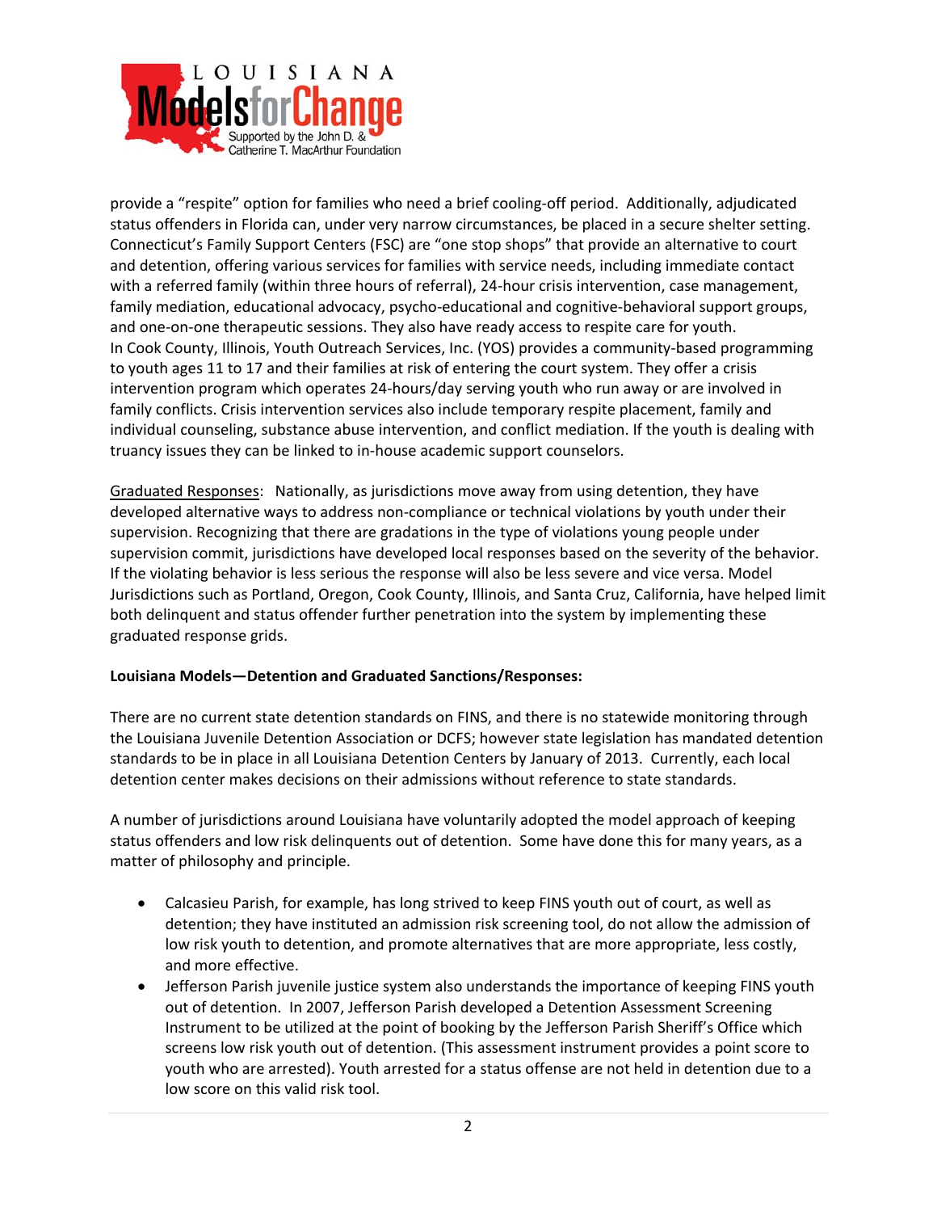provide a "respite" option for families who need a brief cooling-off period. Additionally, adjudicated status offenders in Florida can, under very narrow circumstances, be placed in a secure shelter setting. Connecticut's Family Support Centers (FSC) are "one stop shops" that provide an alternative to court and detention, offering various services for families with service needs, including immediate contact with a referred family (within three hours of referral), 24-hour crisis intervention, case management, family mediation, educational advocacy, psycho-educational and cognitive-behavioral support groups, and one-on-one therapeutic sessions. They also have ready access to respite care for youth. In Cook County, Illinois, Youth Outreach Services, Inc. (YOS) provides a community-based programming to youth ages 11 to 17 and their families at risk of entering the court system. They offer a crisis intervention program which operates 24-hours/day serving youth who run away or are involved in family conflicts. Crisis intervention services also include temporary respite placement, family and individual counseling, substance abuse intervention, and conflict mediation. If the youth is dealing with truancy issues they can be linked to in-house academic support counselors.

Graduated Responses: Nationally, as jurisdictions move away from using detention, they have developed alternative ways to address non-compliance or technical violations by youth under their supervision. Recognizing that there are gradations in the type of violations young people under supervision commit, jurisdictions have developed local responses based on the severity of the behavior. If the violating behavior is less serious the response will also be less severe and vice versa. Model Jurisdictions such as Portland, Oregon, Cook County, Illinois, and Santa Cruz, California, have helped limit both delinquent and status offender further penetration into the system by implementing these graduated response grids.

**Louisiana Models—Detention and Graduated Sanctions/Responses:**

There are no current state detention standards on FINS, and there is no statewide monitoring through the Louisiana Juvenile Detention Association or DCFS; however state legislation has mandated detention standards to be in place in all Louisiana Detention Centers by January of 2013. Currently, each local detention center makes decisions on their admissions without reference to state standards.

A number of jurisdictions around Louisiana have voluntarily adopted the model approach of keeping status offenders and low risk delinquents out of detention. Some have done this for many years, as a matter of philosophy and principle.

- Calcasieu Parish, for example, has long strived to keep FINS youth out of court, as well as detention; they have instituted an admission risk screening tool, do not allow the admission of low risk youth to detention, and promote alternatives that are more appropriate, less costly, and more effective.
- Jefferson Parish juvenile justice system also understands the importance of keeping FINS youth out of detention. In 2007, Jefferson Parish developed a Detention Assessment Screening Instrument to be utilized at the point of booking by the Jefferson Parish Sheriff's Office which screens low risk youth out of detention. (This assessment instrument provides a point score to youth who are arrested). Youth arrested for a status offense are not held in detention due to a low score on this valid risk tool.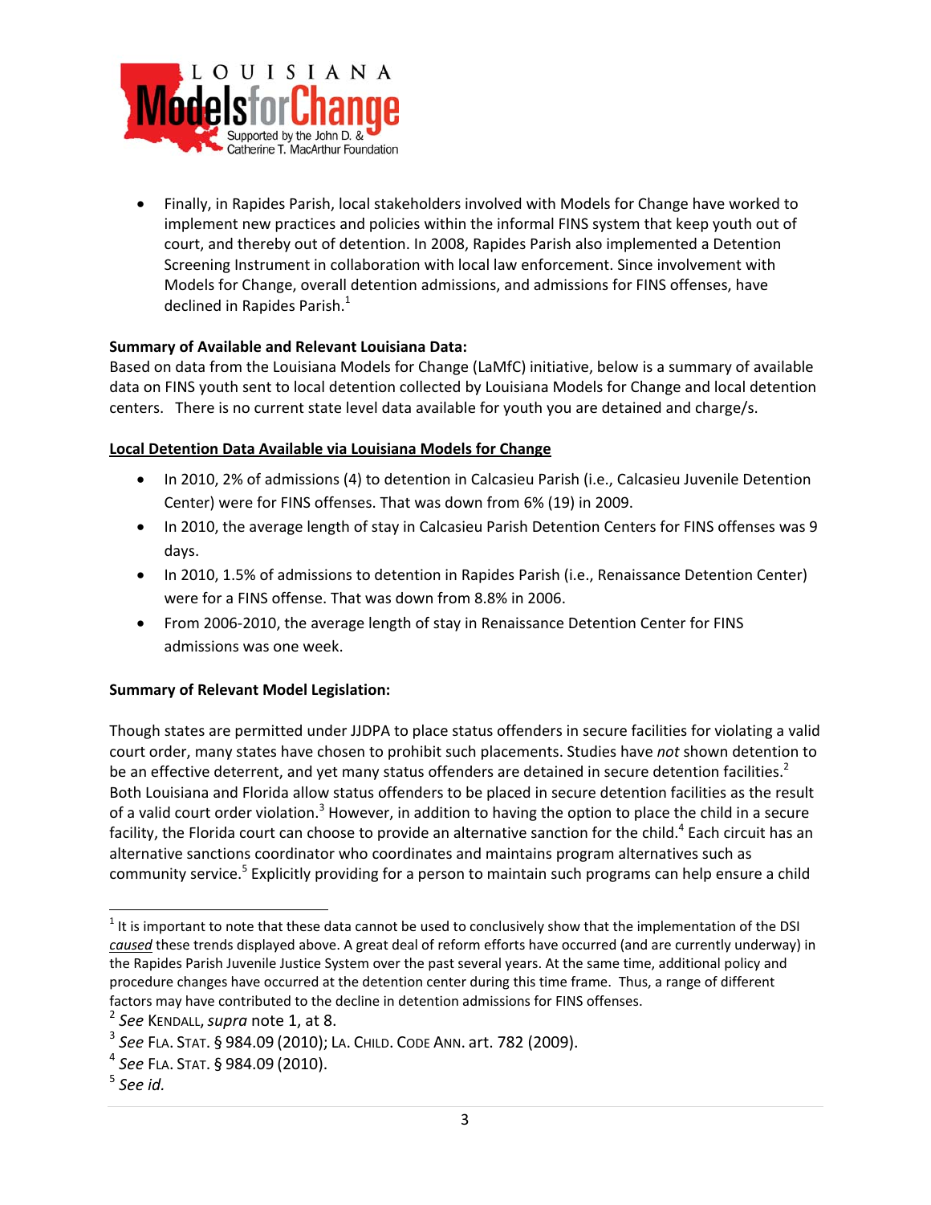- Finally, in Rapides Parish, local stakeholders involved with Models for Change have worked to implement new practices and policies within the informal FINS system that keep youth out of court, and thereby out of detention. In 2008, Rapides Parish also implemented a Detention Screening Instrument in collaboration with local law enforcement. Since involvement with Models for Change, overall detention admissions, and admissions for FINS offenses, have declined in Rapides Parish.[1]

**Summary of Available and Relevant Louisiana Data:**
Based on data from the Louisiana Models for Change (LaMfC) initiative, below is a summary of available data on FINS youth sent to local detention collected by Louisiana Models for Change and local detention centers. There is no current state level data available for youth you are detained and charge/s.

<u>**Local Detention Data Available via Louisiana Models for Change**</u>

- In 2010, 2% of admissions (4) to detention in Calcasieu Parish (i.e., Calcasieu Juvenile Detention Center) were for FINS offenses. That was down from 6% (19) in 2009.
- In 2010, the average length of stay in Calcasieu Parish Detention Centers for FINS offenses was 9 days.
- In 2010, 1.5% of admissions to detention in Rapides Parish (i.e., Renaissance Detention Center) were for a FINS offense. That was down from 8.8% in 2006.
- From 2006-2010, the average length of stay in Renaissance Detention Center for FINS admissions was one week.

**Summary of Relevant Model Legislation:**

Though states are permitted under JJDPA to place status offenders in secure facilities for violating a valid court order, many states have chosen to prohibit such placements. Studies have *not* shown detention to be an effective deterrent, and yet many status offenders are detained in secure detention facilities.[2] Both Louisiana and Florida allow status offenders to be placed in secure detention facilities as the result of a valid court order violation.[3] However, in addition to having the option to place the child in a secure facility, the Florida court can choose to provide an alternative sanction for the child.[4] Each circuit has an alternative sanctions coordinator who coordinates and maintains program alternatives such as community service.[5] Explicitly providing for a person to maintain such programs can help ensure a child

---

[1] It is important to note that these data cannot be used to conclusively show that the implementation of the DSI <u>*caused*</u> these trends displayed above. A great deal of reform efforts have occurred (and are currently underway) in the Rapides Parish Juvenile Justice System over the past several years. At the same time, additional policy and procedure changes have occurred at the detention center during this time frame. Thus, a range of different factors may have contributed to the decline in detention admissions for FINS offenses.

[2] *See* KENDALL, *supra* note 1, at 8.

[3] *See* FLA. STAT. § 984.09 (2010); LA. CHILD. CODE ANN. art. 782 (2009).

[4] *See* FLA. STAT. § 984.09 (2010).

[5] *See id.*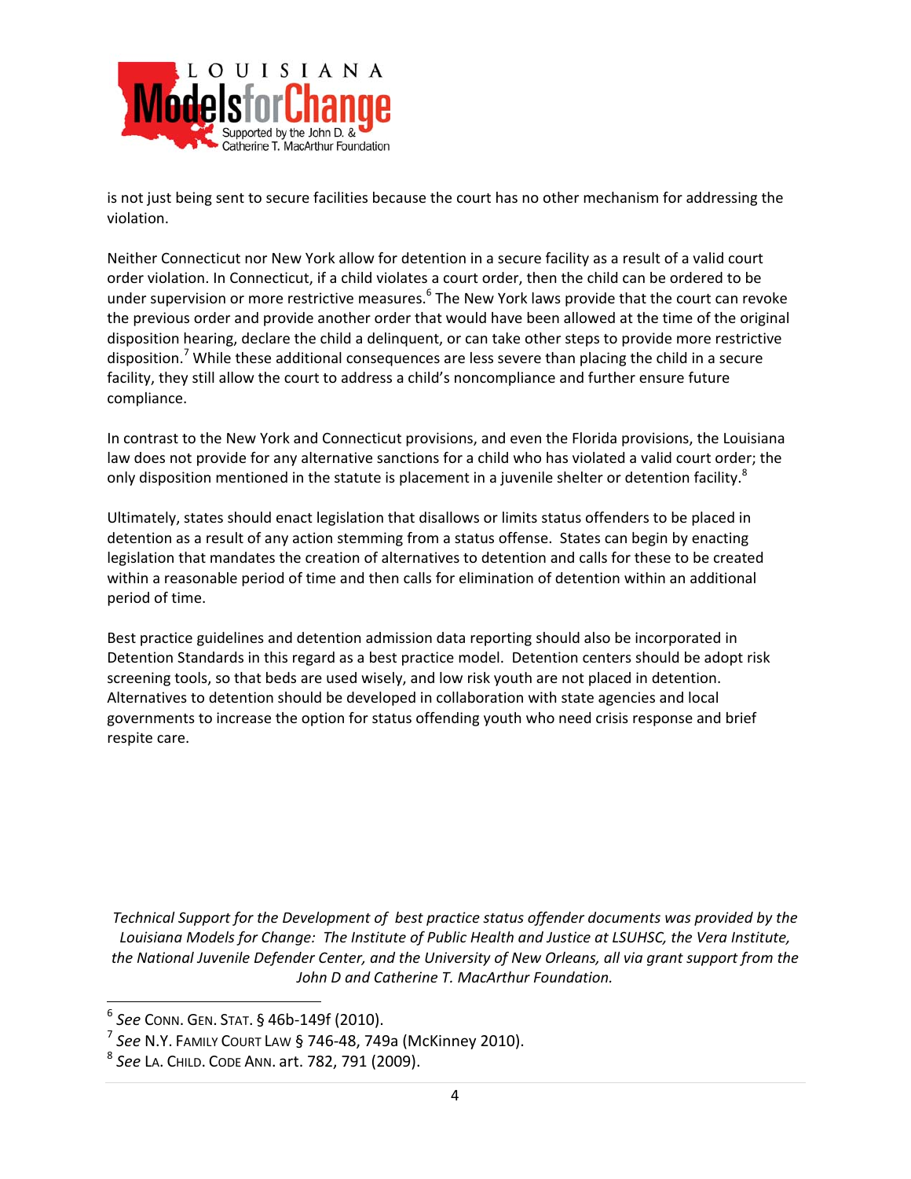is not just being sent to secure facilities because the court has no other mechanism for addressing the violation.

Neither Connecticut nor New York allow for detention in a secure facility as a result of a valid court order violation. In Connecticut, if a child violates a court order, then the child can be ordered to be under supervision or more restrictive measures.[6] The New York laws provide that the court can revoke the previous order and provide another order that would have been allowed at the time of the original disposition hearing, declare the child a delinquent, or can take other steps to provide more restrictive disposition.[7] While these additional consequences are less severe than placing the child in a secure facility, they still allow the court to address a child's noncompliance and further ensure future compliance.

In contrast to the New York and Connecticut provisions, and even the Florida provisions, the Louisiana law does not provide for any alternative sanctions for a child who has violated a valid court order; the only disposition mentioned in the statute is placement in a juvenile shelter or detention facility.[8]

Ultimately, states should enact legislation that disallows or limits status offenders to be placed in detention as a result of any action stemming from a status offense. States can begin by enacting legislation that mandates the creation of alternatives to detention and calls for these to be created within a reasonable period of time and then calls for elimination of detention within an additional period of time.

Best practice guidelines and detention admission data reporting should also be incorporated in Detention Standards in this regard as a best practice model. Detention centers should be adopt risk screening tools, so that beds are used wisely, and low risk youth are not placed in detention. Alternatives to detention should be developed in collaboration with state agencies and local governments to increase the option for status offending youth who need crisis response and brief respite care.

*Technical Support for the Development of best practice status offender documents was provided by the Louisiana Models for Change: The Institute of Public Health and Justice at LSUHSC, the Vera Institute, the National Juvenile Defender Center, and the University of New Orleans, all via grant support from the John D and Catherine T. MacArthur Foundation.*

---

[6] *See* CONN. GEN. STAT. § 46b-149f (2010).

[7] *See* N.Y. FAMILY COURT LAW § 746-48, 749a (McKinney 2010).

[8] *See* LA. CHILD. CODE ANN. art. 782, 791 (2009).